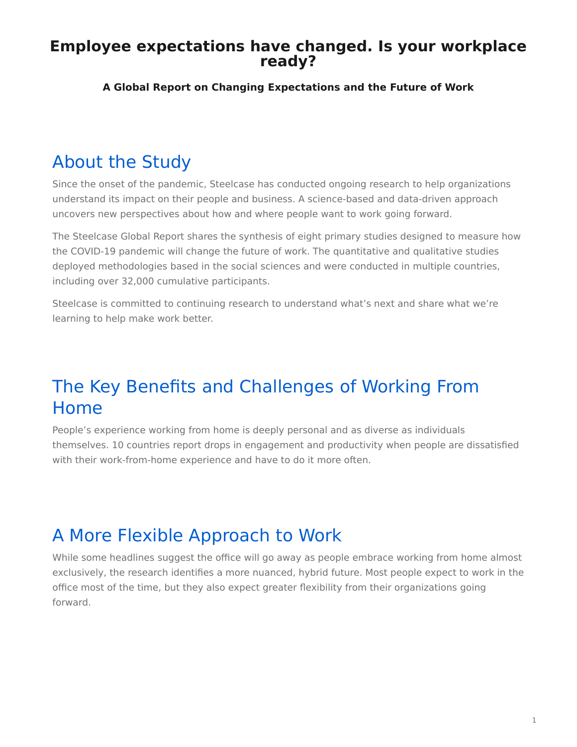# Employee expectations have changed. Is your workplace ready?

**A Global Report on Changing Expectations and the Future of Work**

## About the Study

Since the onset of the pandemic, Steelcase has conducted ongoing research to help organizations understand its impact on their people and business. A science-based and data-driven approach uncovers new perspectives about how and where people want to work going forward.

The Steelcase Global Report shares the synthesis of eight primary studies designed to measure how the COVID-19 pandemic will change the future of work. The quantitative and qualitative studies deployed methodologies based in the social sciences and were conducted in multiple countries, including over 32,000 cumulative participants.

Steelcase is committed to continuing research to understand what's next and share what we're learning to help make work better.

## The Key Benefits and Challenges of Working From Home

People's experience working from home is deeply personal and as diverse as individuals themselves. 10 countries report drops in engagement and productivity when people are dissatisfied with their work-from-home experience and have to do it more often.

## A More Flexible Approach to Work

While some headlines suggest the office will go away as people embrace working from home almost exclusively, the research identifies a more nuanced, hybrid future. Most people expect to work in the office most of the time, but they also expect greater flexibility from their organizations going forward.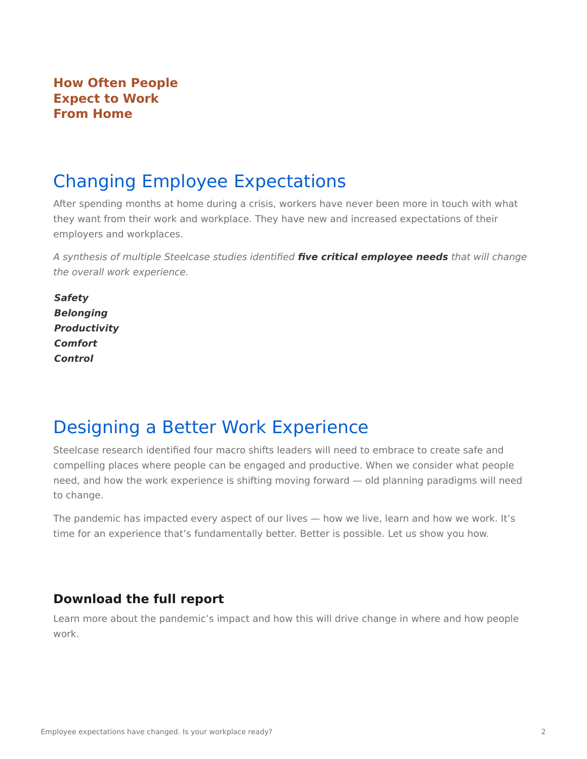### How Often People Expect to Work From Home

## Changing Employee Expectations

After spending months at home during a crisis, workers have never been more in touch with what they want from their work and workplace. They have new and increased expectations of their employers and workplaces.

*A synthesis of multiple Steelcase studies identified **five critical employee needs** that will change the overall work experience.*

***Safety***
***Belonging***
***Productivity***
***Comfort***
***Control***

## Designing a Better Work Experience

Steelcase research identified four macro shifts leaders will need to embrace to create safe and compelling places where people can be engaged and productive. When we consider what people need, and how the work experience is shifting moving forward — old planning paradigms will need to change.

The pandemic has impacted every aspect of our lives — how we live, learn and how we work. It's time for an experience that's fundamentally better. Better is possible. Let us show you how.

### Download the full report

Learn more about the pandemic's impact and how this will drive change in where and how people work.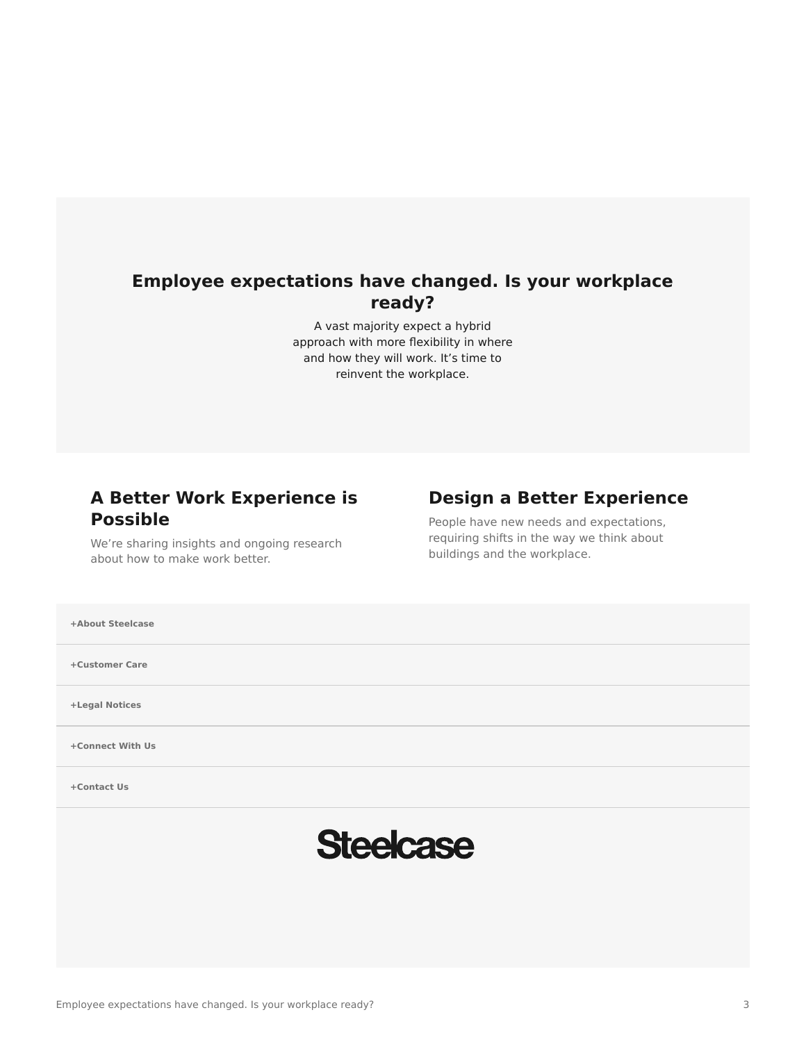## Employee expectations have changed. Is your workplace ready?

A vast majority expect a hybrid approach with more flexibility in where and how they will work. It's time to reinvent the workplace.

### A Better Work Experience is Possible

We're sharing insights and ongoing research about how to make work better.

### Design a Better Experience

People have new needs and expectations, requiring shifts in the way we think about buildings and the workplace.

**+About Steelcase**

**+Customer Care**

**+Legal Notices**

**+Connect With Us**

**+Contact Us**

Steelcase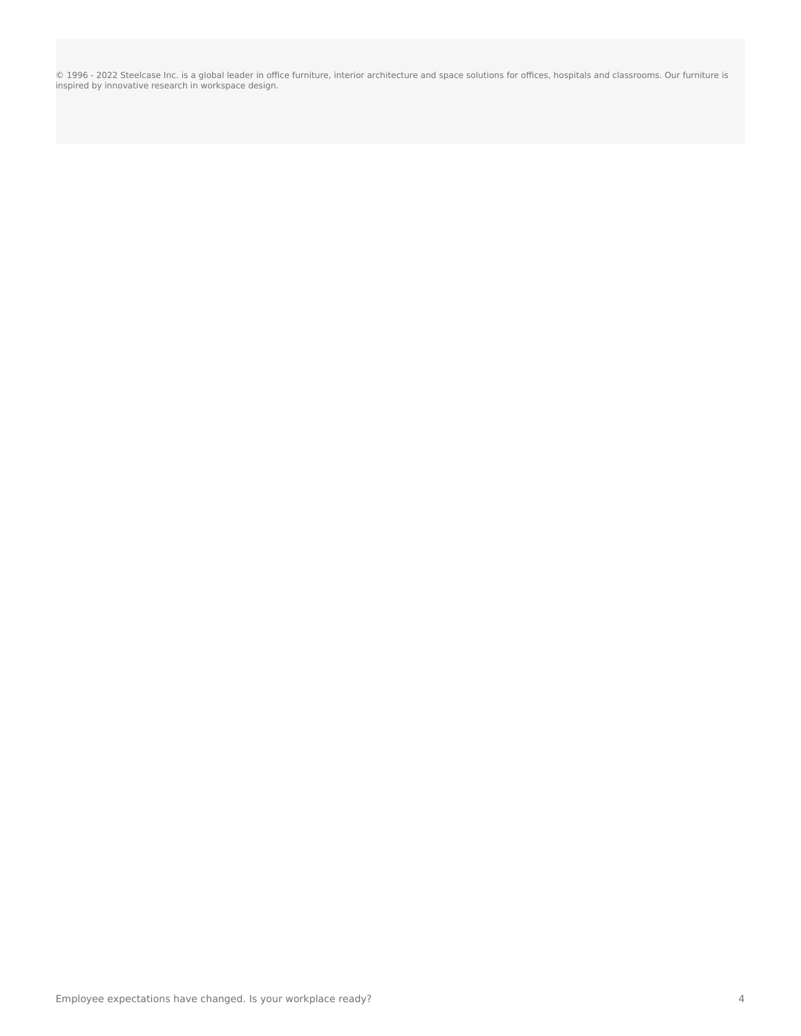© 1996 - 2022 Steelcase Inc. is a global leader in office furniture, interior architecture and space solutions for offices, hospitals and classrooms. Our furniture is inspired by innovative research in workspace design.